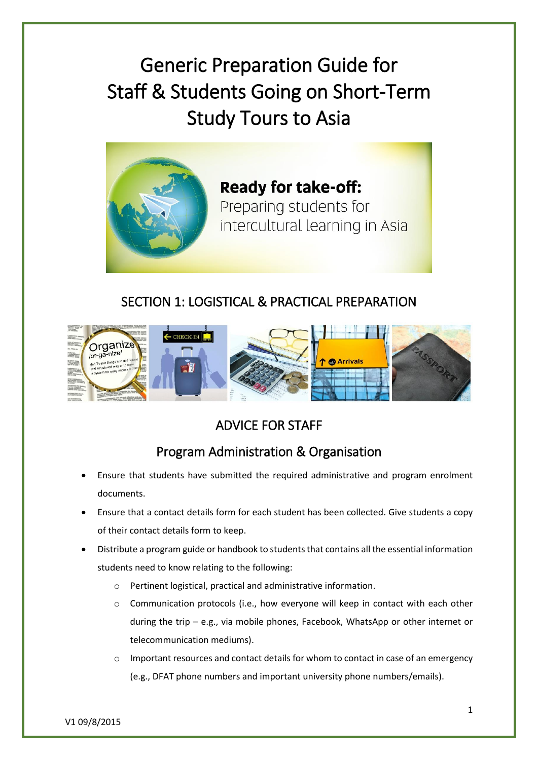# Generic Preparation Guide for Staff & Students Going on Short-Term Study Tours to Asia

**Ready for take-off:**
Preparing students for intercultural learning in Asia

## SECTION 1: LOGISTICAL & PRACTICAL PREPARATION

## ADVICE FOR STAFF

### Program Administration & Organisation

- Ensure that students have submitted the required administrative and program enrolment documents.
- Ensure that a contact details form for each student has been collected. Give students a copy of their contact details form to keep.
- Distribute a program guide or handbook to students that contains all the essential information students need to know relating to the following:
  - Pertinent logistical, practical and administrative information.
  - Communication protocols (i.e., how everyone will keep in contact with each other during the trip – e.g., via mobile phones, Facebook, WhatsApp or other internet or telecommunication mediums).
  - Important resources and contact details for whom to contact in case of an emergency (e.g., DFAT phone numbers and important university phone numbers/emails).

V1 09/8/2015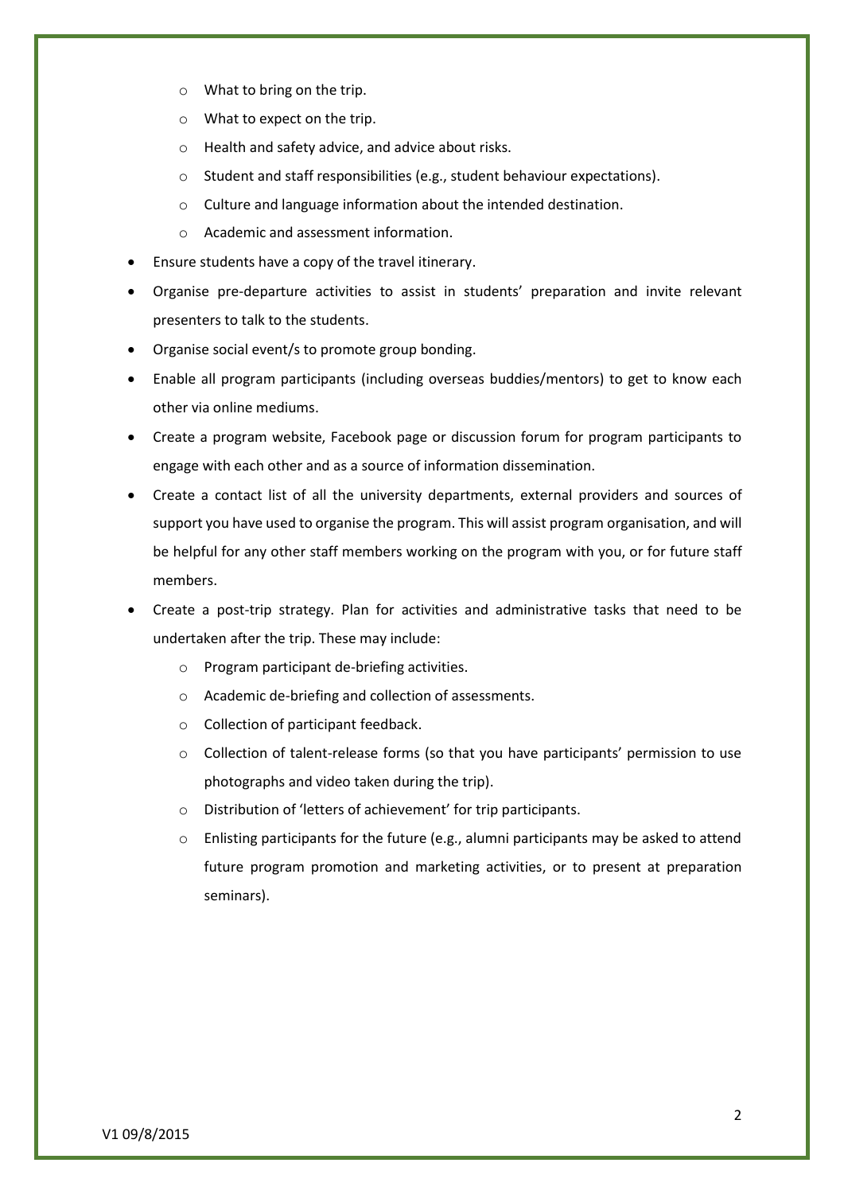- What to bring on the trip.
  - What to expect on the trip.
  - Health and safety advice, and advice about risks.
  - Student and staff responsibilities (e.g., student behaviour expectations).
  - Culture and language information about the intended destination.
  - Academic and assessment information.
- Ensure students have a copy of the travel itinerary.
- Organise pre-departure activities to assist in students' preparation and invite relevant presenters to talk to the students.
- Organise social event/s to promote group bonding.
- Enable all program participants (including overseas buddies/mentors) to get to know each other via online mediums.
- Create a program website, Facebook page or discussion forum for program participants to engage with each other and as a source of information dissemination.
- Create a contact list of all the university departments, external providers and sources of support you have used to organise the program. This will assist program organisation, and will be helpful for any other staff members working on the program with you, or for future staff members.
- Create a post-trip strategy. Plan for activities and administrative tasks that need to be undertaken after the trip. These may include:
  - Program participant de-briefing activities.
  - Academic de-briefing and collection of assessments.
  - Collection of participant feedback.
  - Collection of talent-release forms (so that you have participants' permission to use photographs and video taken during the trip).
  - Distribution of 'letters of achievement' for trip participants.
  - Enlisting participants for the future (e.g., alumni participants may be asked to attend future program promotion and marketing activities, or to present at preparation seminars).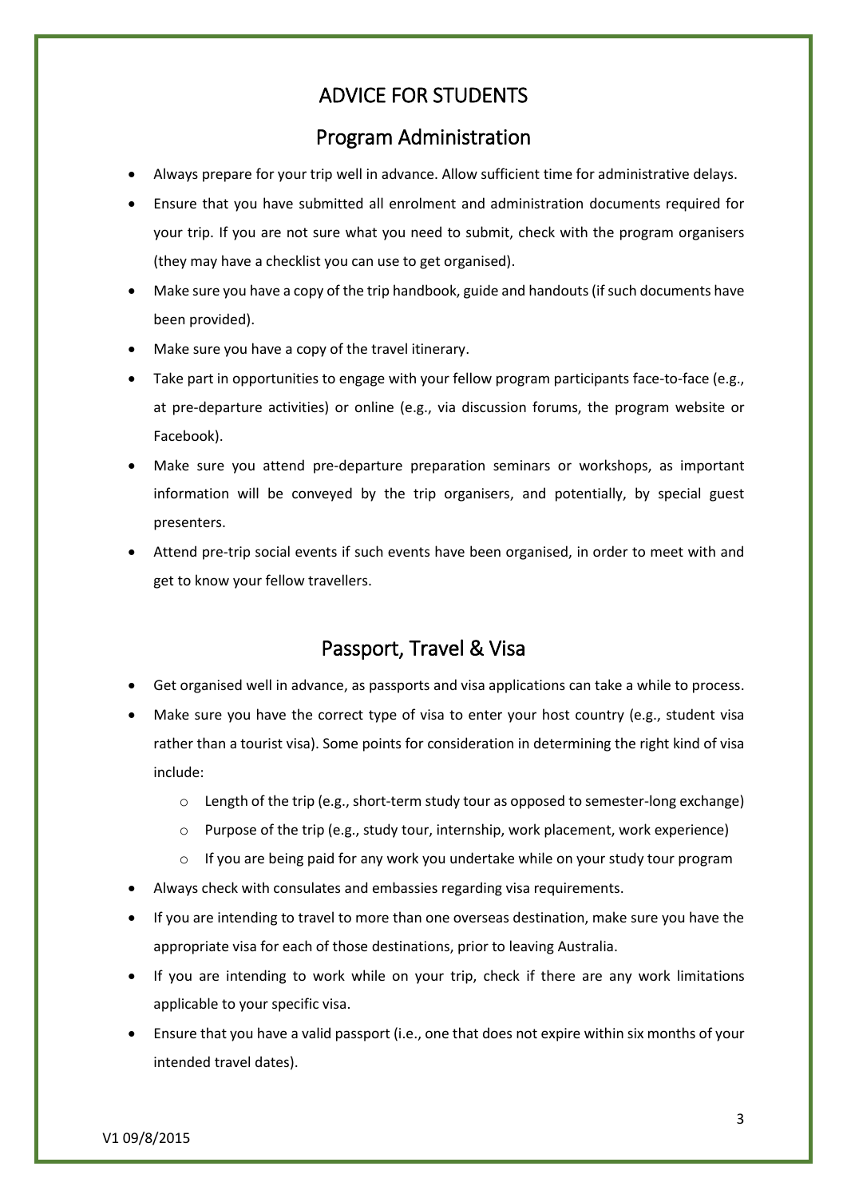# ADVICE FOR STUDENTS

## Program Administration

- Always prepare for your trip well in advance. Allow sufficient time for administrative delays.
- Ensure that you have submitted all enrolment and administration documents required for your trip. If you are not sure what you need to submit, check with the program organisers (they may have a checklist you can use to get organised).
- Make sure you have a copy of the trip handbook, guide and handouts (if such documents have been provided).
- Make sure you have a copy of the travel itinerary.
- Take part in opportunities to engage with your fellow program participants face-to-face (e.g., at pre-departure activities) or online (e.g., via discussion forums, the program website or Facebook).
- Make sure you attend pre-departure preparation seminars or workshops, as important information will be conveyed by the trip organisers, and potentially, by special guest presenters.
- Attend pre-trip social events if such events have been organised, in order to meet with and get to know your fellow travellers.

## Passport, Travel & Visa

- Get organised well in advance, as passports and visa applications can take a while to process.
- Make sure you have the correct type of visa to enter your host country (e.g., student visa rather than a tourist visa). Some points for consideration in determining the right kind of visa include:
    - Length of the trip (e.g., short-term study tour as opposed to semester-long exchange)
    - Purpose of the trip (e.g., study tour, internship, work placement, work experience)
    - If you are being paid for any work you undertake while on your study tour program
- Always check with consulates and embassies regarding visa requirements.
- If you are intending to travel to more than one overseas destination, make sure you have the appropriate visa for each of those destinations, prior to leaving Australia.
- If you are intending to work while on your trip, check if there are any work limitations applicable to your specific visa.
- Ensure that you have a valid passport (i.e., one that does not expire within six months of your intended travel dates).

V1 09/8/2015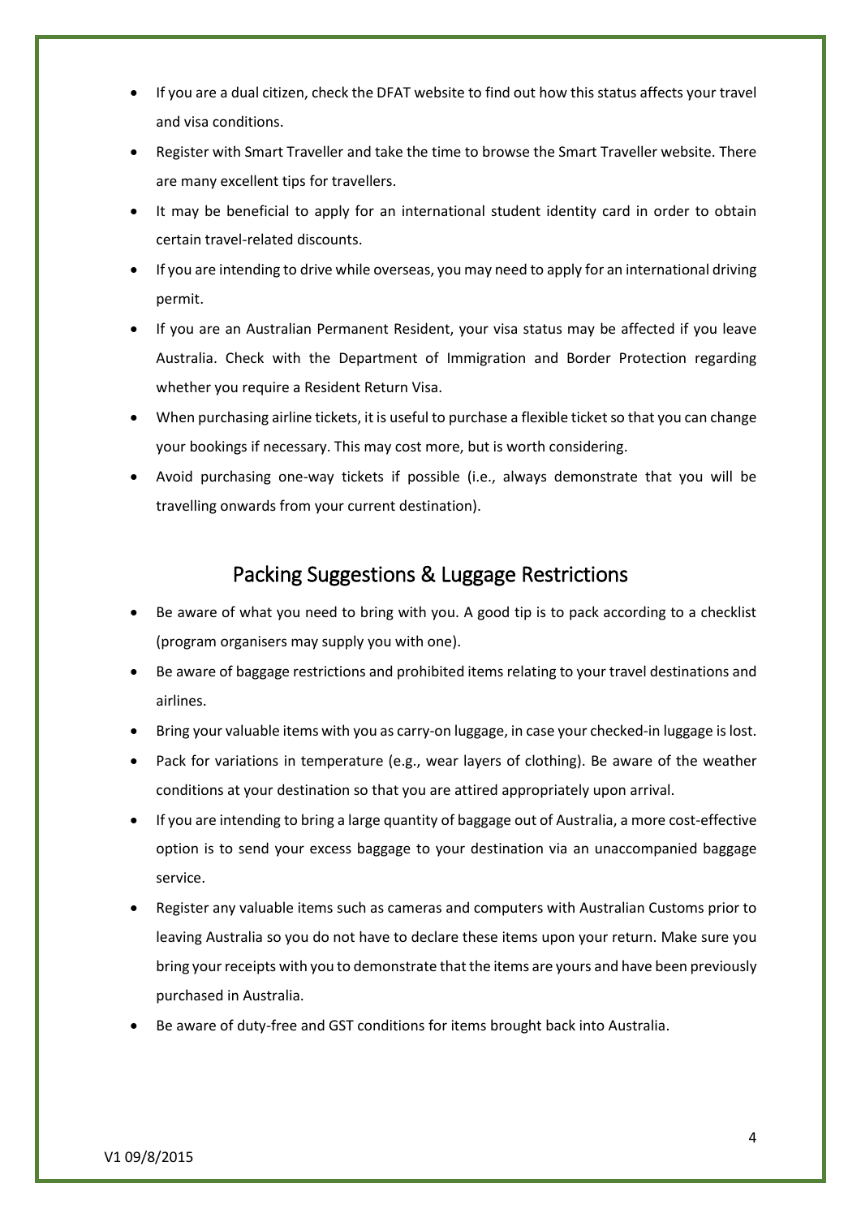- If you are a dual citizen, check the DFAT website to find out how this status affects your travel and visa conditions.
- Register with Smart Traveller and take the time to browse the Smart Traveller website. There are many excellent tips for travellers.
- It may be beneficial to apply for an international student identity card in order to obtain certain travel-related discounts.
- If you are intending to drive while overseas, you may need to apply for an international driving permit.
- If you are an Australian Permanent Resident, your visa status may be affected if you leave Australia. Check with the Department of Immigration and Border Protection regarding whether you require a Resident Return Visa.
- When purchasing airline tickets, it is useful to purchase a flexible ticket so that you can change your bookings if necessary. This may cost more, but is worth considering.
- Avoid purchasing one-way tickets if possible (i.e., always demonstrate that you will be travelling onwards from your current destination).

## Packing Suggestions & Luggage Restrictions

- Be aware of what you need to bring with you. A good tip is to pack according to a checklist (program organisers may supply you with one).
- Be aware of baggage restrictions and prohibited items relating to your travel destinations and airlines.
- Bring your valuable items with you as carry-on luggage, in case your checked-in luggage is lost.
- Pack for variations in temperature (e.g., wear layers of clothing). Be aware of the weather conditions at your destination so that you are attired appropriately upon arrival.
- If you are intending to bring a large quantity of baggage out of Australia, a more cost-effective option is to send your excess baggage to your destination via an unaccompanied baggage service.
- Register any valuable items such as cameras and computers with Australian Customs prior to leaving Australia so you do not have to declare these items upon your return. Make sure you bring your receipts with you to demonstrate that the items are yours and have been previously purchased in Australia.
- Be aware of duty-free and GST conditions for items brought back into Australia.

V1 09/8/2015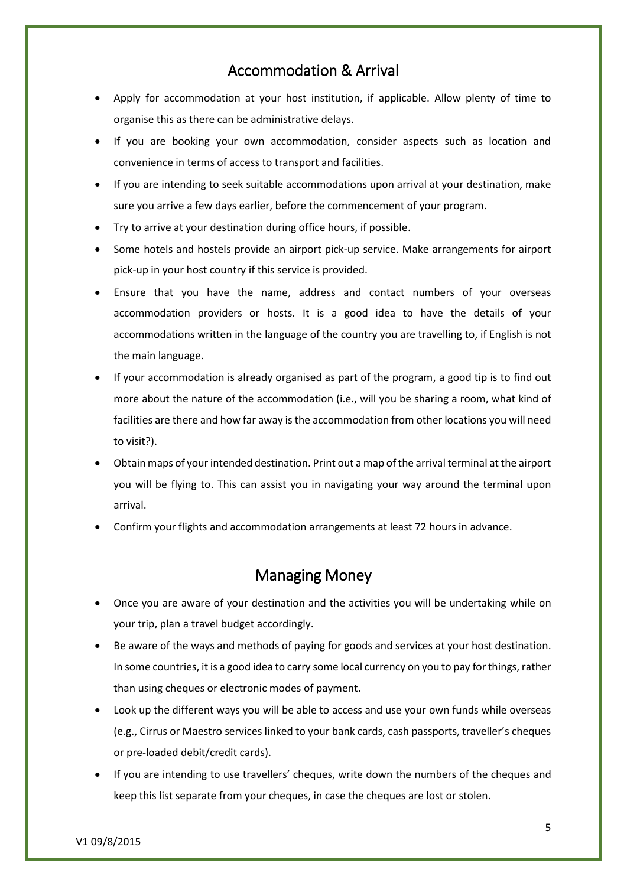## Accommodation & Arrival

- Apply for accommodation at your host institution, if applicable. Allow plenty of time to organise this as there can be administrative delays.
- If you are booking your own accommodation, consider aspects such as location and convenience in terms of access to transport and facilities.
- If you are intending to seek suitable accommodations upon arrival at your destination, make sure you arrive a few days earlier, before the commencement of your program.
- Try to arrive at your destination during office hours, if possible.
- Some hotels and hostels provide an airport pick-up service. Make arrangements for airport pick-up in your host country if this service is provided.
- Ensure that you have the name, address and contact numbers of your overseas accommodation providers or hosts. It is a good idea to have the details of your accommodations written in the language of the country you are travelling to, if English is not the main language.
- If your accommodation is already organised as part of the program, a good tip is to find out more about the nature of the accommodation (i.e., will you be sharing a room, what kind of facilities are there and how far away is the accommodation from other locations you will need to visit?).
- Obtain maps of your intended destination. Print out a map of the arrival terminal at the airport you will be flying to. This can assist you in navigating your way around the terminal upon arrival.
- Confirm your flights and accommodation arrangements at least 72 hours in advance.

## Managing Money

- Once you are aware of your destination and the activities you will be undertaking while on your trip, plan a travel budget accordingly.
- Be aware of the ways and methods of paying for goods and services at your host destination. In some countries, it is a good idea to carry some local currency on you to pay for things, rather than using cheques or electronic modes of payment.
- Look up the different ways you will be able to access and use your own funds while overseas (e.g., Cirrus or Maestro services linked to your bank cards, cash passports, traveller's cheques or pre-loaded debit/credit cards).
- If you are intending to use travellers' cheques, write down the numbers of the cheques and keep this list separate from your cheques, in case the cheques are lost or stolen.

V1 09/8/2015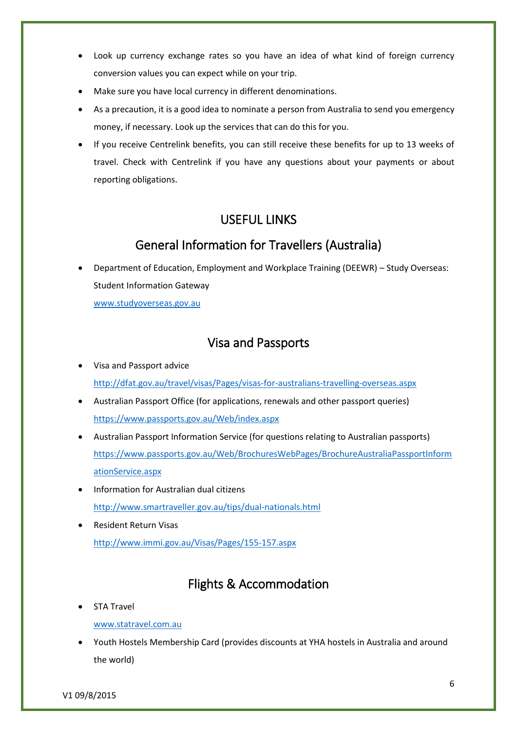- Look up currency exchange rates so you have an idea of what kind of foreign currency conversion values you can expect while on your trip.
- Make sure you have local currency in different denominations.
- As a precaution, it is a good idea to nominate a person from Australia to send you emergency money, if necessary. Look up the services that can do this for you.
- If you receive Centrelink benefits, you can still receive these benefits for up to 13 weeks of travel. Check with Centrelink if you have any questions about your payments or about reporting obligations.

# USEFUL LINKS

## General Information for Travellers (Australia)

- Department of Education, Employment and Workplace Training (DEEWR) – Study Overseas: Student Information Gateway
  www.studyoverseas.gov.au

## Visa and Passports

- Visa and Passport advice
  http://dfat.gov.au/travel/visas/Pages/visas-for-australians-travelling-overseas.aspx
- Australian Passport Office (for applications, renewals and other passport queries)
  https://www.passports.gov.au/Web/index.aspx
- Australian Passport Information Service (for questions relating to Australian passports)
  https://www.passports.gov.au/Web/BrochuresWebPages/BrochureAustraliaPassportInformationService.aspx
- Information for Australian dual citizens
  http://www.smartraveller.gov.au/tips/dual-nationals.html
- Resident Return Visas
  http://www.immi.gov.au/Visas/Pages/155-157.aspx

## Flights & Accommodation

- STA Travel
  www.statravel.com.au
- Youth Hostels Membership Card (provides discounts at YHA hostels in Australia and around the world)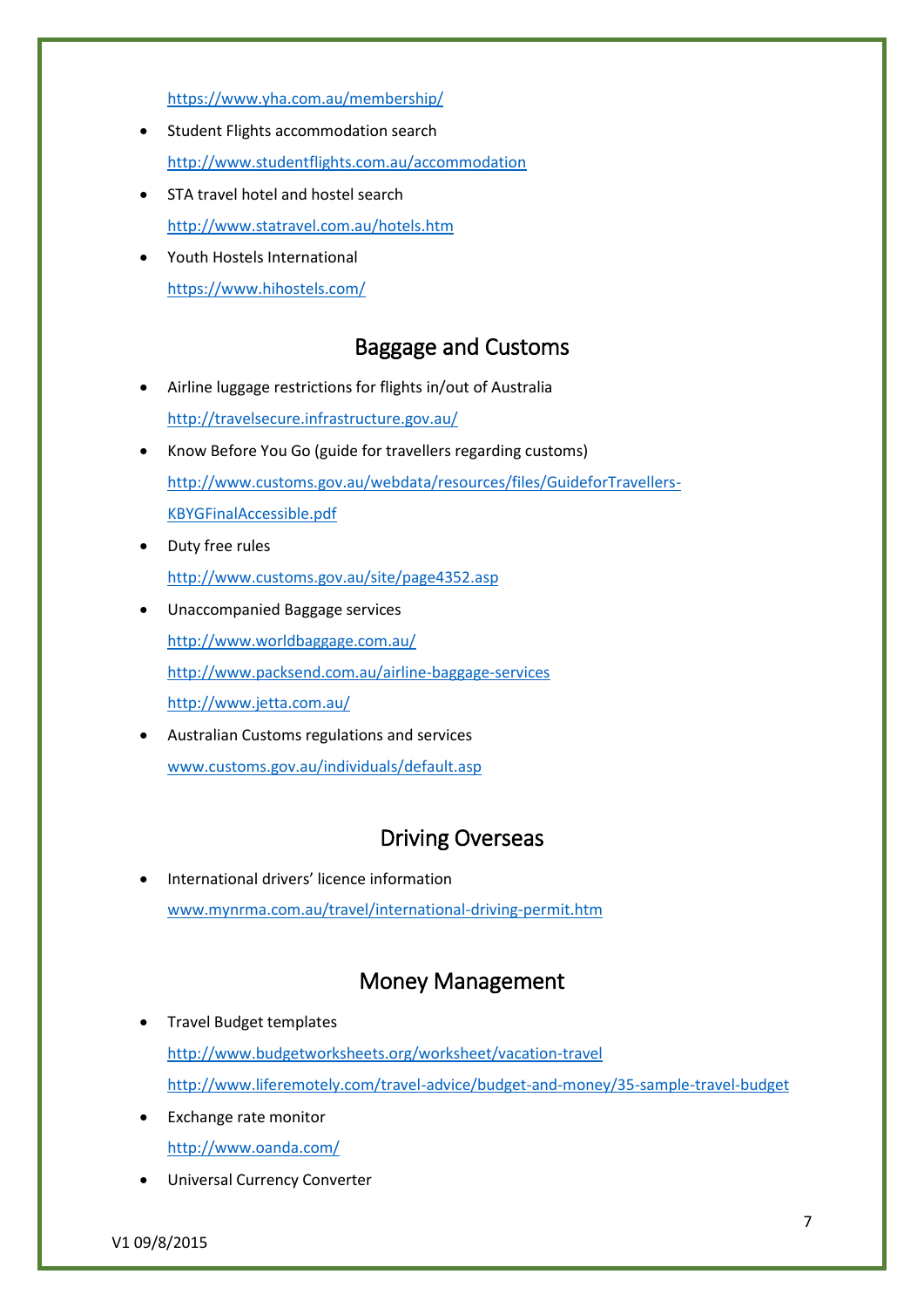https://www.yha.com.au/membership/

- Student Flights accommodation search

  http://www.studentflights.com.au/accommodation

- STA travel hotel and hostel search

  http://www.statravel.com.au/hotels.htm

- Youth Hostels International

  https://www.hihostels.com/

## Baggage and Customs

- Airline luggage restrictions for flights in/out of Australia

  http://travelsecure.infrastructure.gov.au/

- Know Before You Go (guide for travellers regarding customs)

  http://www.customs.gov.au/webdata/resources/files/GuideforTravellers-KBYGFinalAccessible.pdf

- Duty free rules

  http://www.customs.gov.au/site/page4352.asp

- Unaccompanied Baggage services

  http://www.worldbaggage.com.au/

  http://www.packsend.com.au/airline-baggage-services

  http://www.jetta.com.au/

- Australian Customs regulations and services

  www.customs.gov.au/individuals/default.asp

## Driving Overseas

- International drivers' licence information

  www.mynrma.com.au/travel/international-driving-permit.htm

## Money Management

- Travel Budget templates

  http://www.budgetworksheets.org/worksheet/vacation-travel

  http://www.liferemotely.com/travel-advice/budget-and-money/35-sample-travel-budget

- Exchange rate monitor

  http://www.oanda.com/

- Universal Currency Converter

V1 09/8/2015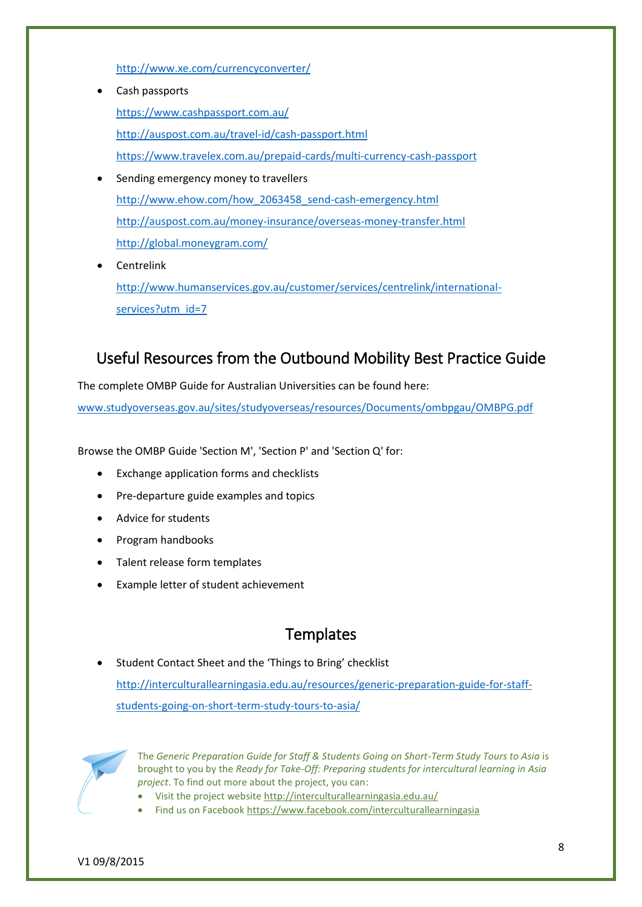http://www.xe.com/currencyconverter/

- Cash passports

  https://www.cashpassport.com.au/

  http://auspost.com.au/travel-id/cash-passport.html

  https://www.travelex.com.au/prepaid-cards/multi-currency-cash-passport

- Sending emergency money to travellers

  http://www.ehow.com/how_2063458_send-cash-emergency.html

  http://auspost.com.au/money-insurance/overseas-money-transfer.html

  http://global.moneygram.com/

- Centrelink

  http://www.humanservices.gov.au/customer/services/centrelink/international-services?utm_id=7

## Useful Resources from the Outbound Mobility Best Practice Guide

The complete OMBP Guide for Australian Universities can be found here:

www.studyoverseas.gov.au/sites/studyoverseas/resources/Documents/ombpgau/OMBPG.pdf

Browse the OMBP Guide 'Section M', 'Section P' and 'Section Q' for:

- Exchange application forms and checklists
- Pre-departure guide examples and topics
- Advice for students
- Program handbooks
- Talent release form templates
- Example letter of student achievement

## Templates

- Student Contact Sheet and the 'Things to Bring' checklist

  http://interculturallearningasia.edu.au/resources/generic-preparation-guide-for-staff-students-going-on-short-term-study-tours-to-asia/

The *Generic Preparation Guide for Staff & Students Going on Short-Term Study Tours to Asia* is brought to you by the *Ready for Take-Off: Preparing students for intercultural learning in Asia project*. To find out more about the project, you can:

- Visit the project website http://interculturallearningasia.edu.au/
- Find us on Facebook https://www.facebook.com/interculturallearningasia

V1 09/8/2015